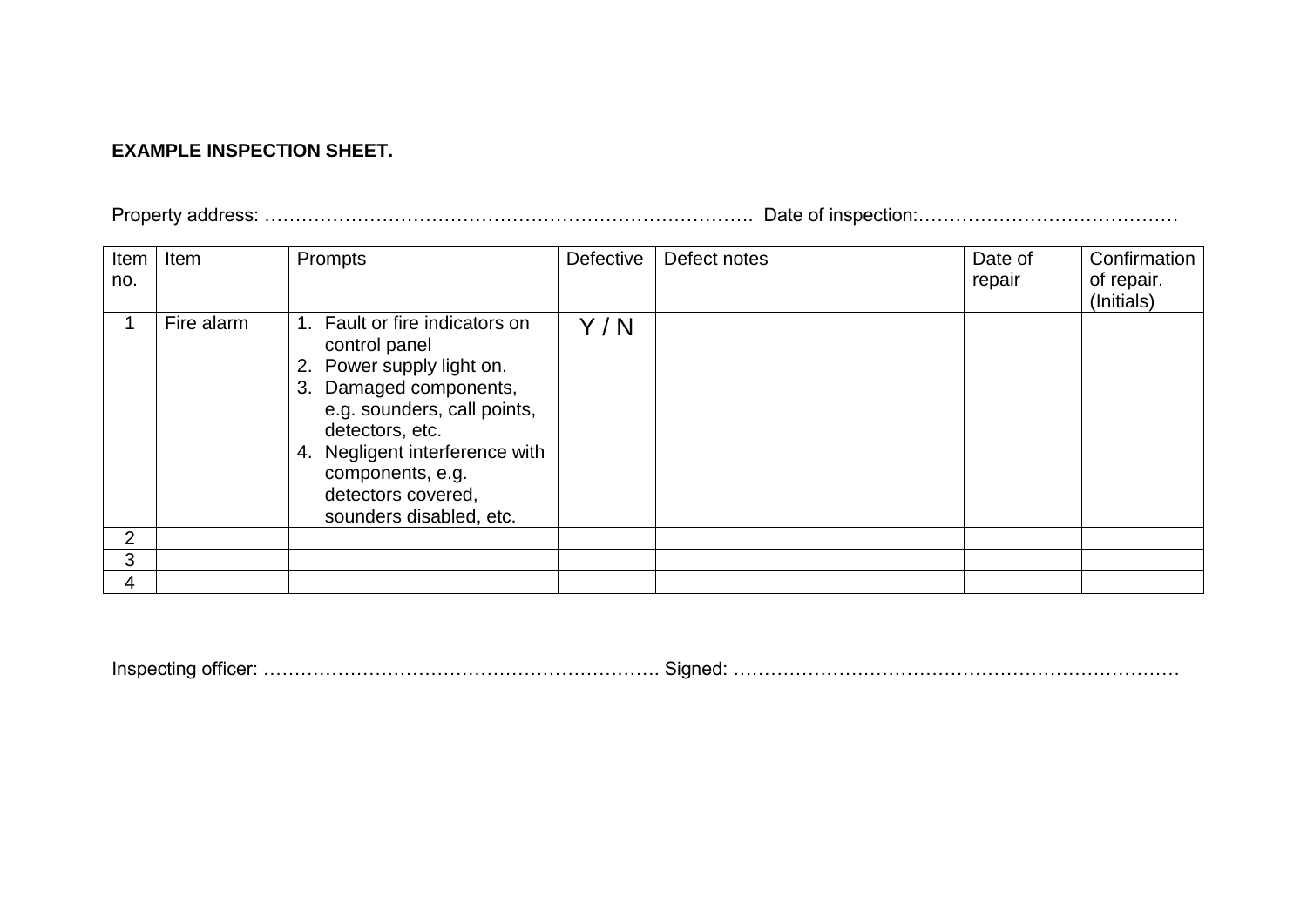**EXAMPLE INSPECTION SHEET.**

Property address: ……………………………………………………………………. Date of inspection:……………………………………

| Item no. | Item | Prompts | Defective | Defect notes | Date of repair | Confirmation of repair. (Initials) |
|---|---|---|---|---|---|---|
| 1 | Fire alarm | 1. Fault or fire indicators on control panel<br>2. Power supply light on.<br>3. Damaged components, e.g. sounders, call points, detectors, etc.<br>4. Negligent interference with components, e.g. detectors covered, sounders disabled, etc. | Y / N | | | |
| 2 | | | | | | |
| 3 | | | | | | |
| 4 | | | | | | |

Inspecting officer: ………………………………………………………. Signed: ………………………………………………………………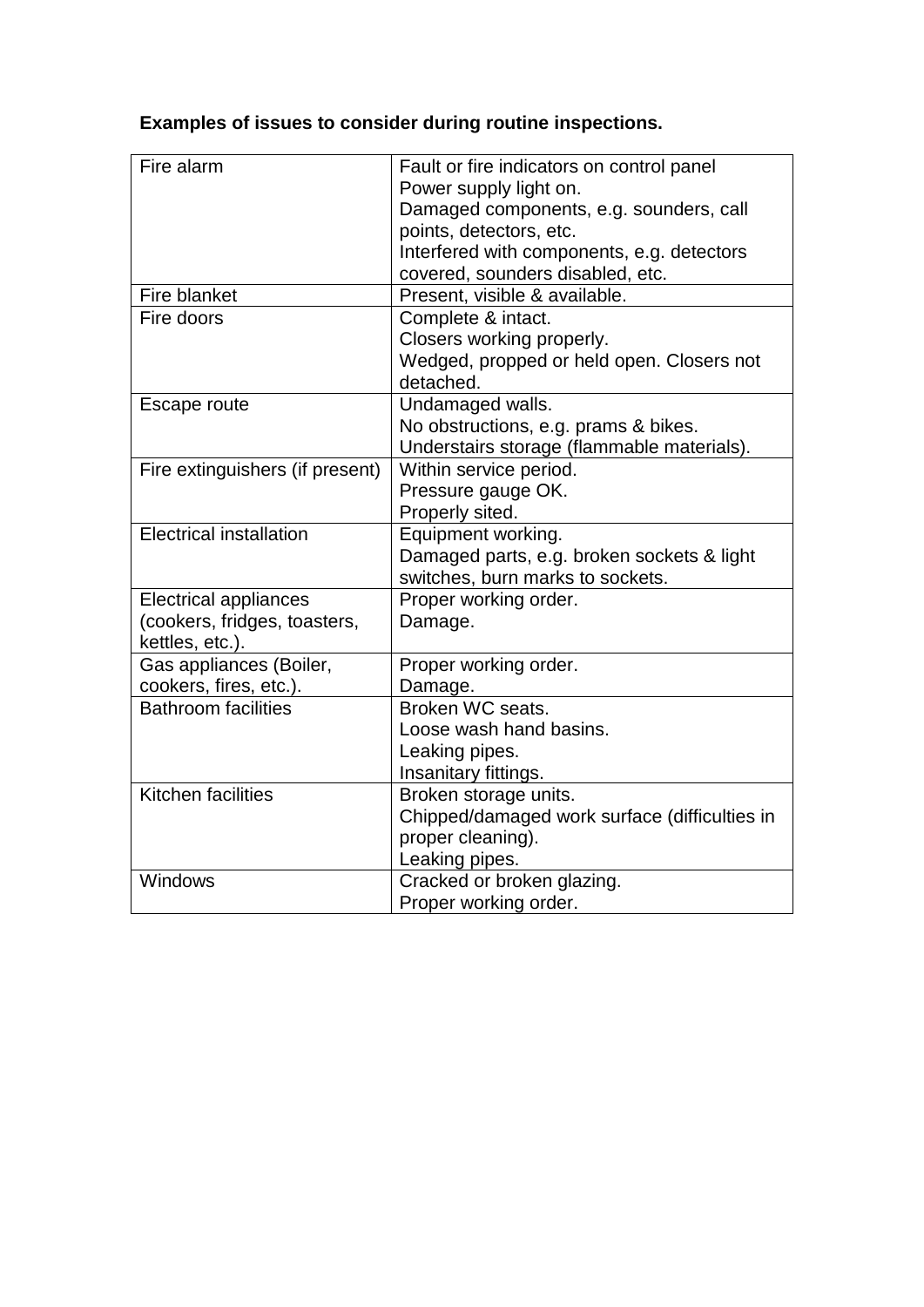**Examples of issues to consider during routine inspections.**

| | |
|---|---|
| Fire alarm | Fault or fire indicators on control panel<br>Power supply light on.<br>Damaged components, e.g. sounders, call points, detectors, etc.<br>Interfered with components, e.g. detectors covered, sounders disabled, etc. |
| Fire blanket | Present, visible & available. |
| Fire doors | Complete & intact.<br>Closers working properly.<br>Wedged, propped or held open. Closers not detached. |
| Escape route | Undamaged walls.<br>No obstructions, e.g. prams & bikes.<br>Understairs storage (flammable materials). |
| Fire extinguishers (if present) | Within service period.<br>Pressure gauge OK.<br>Properly sited. |
| Electrical installation | Equipment working.<br>Damaged parts, e.g. broken sockets & light switches, burn marks to sockets. |
| Electrical appliances (cookers, fridges, toasters, kettles, etc.). | Proper working order.<br>Damage. |
| Gas appliances (Boiler, cookers, fires, etc.). | Proper working order.<br>Damage. |
| Bathroom facilities | Broken WC seats.<br>Loose wash hand basins.<br>Leaking pipes.<br>Insanitary fittings. |
| Kitchen facilities | Broken storage units.<br>Chipped/damaged work surface (difficulties in proper cleaning).<br>Leaking pipes. |
| Windows | Cracked or broken glazing.<br>Proper working order. |